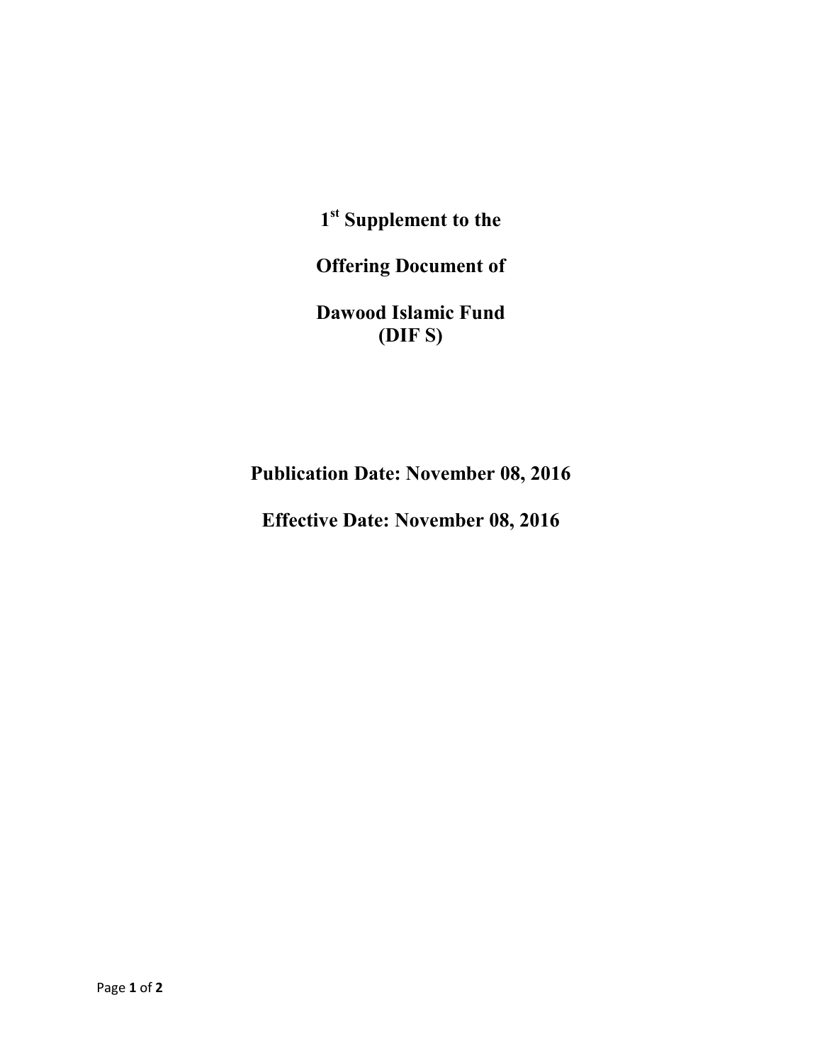# 1st Supplement to the

# Offering Document of

# Dawood Islamic Fund (DIF S)

**Publication Date: November 08, 2016**

**Effective Date: November 08, 2016**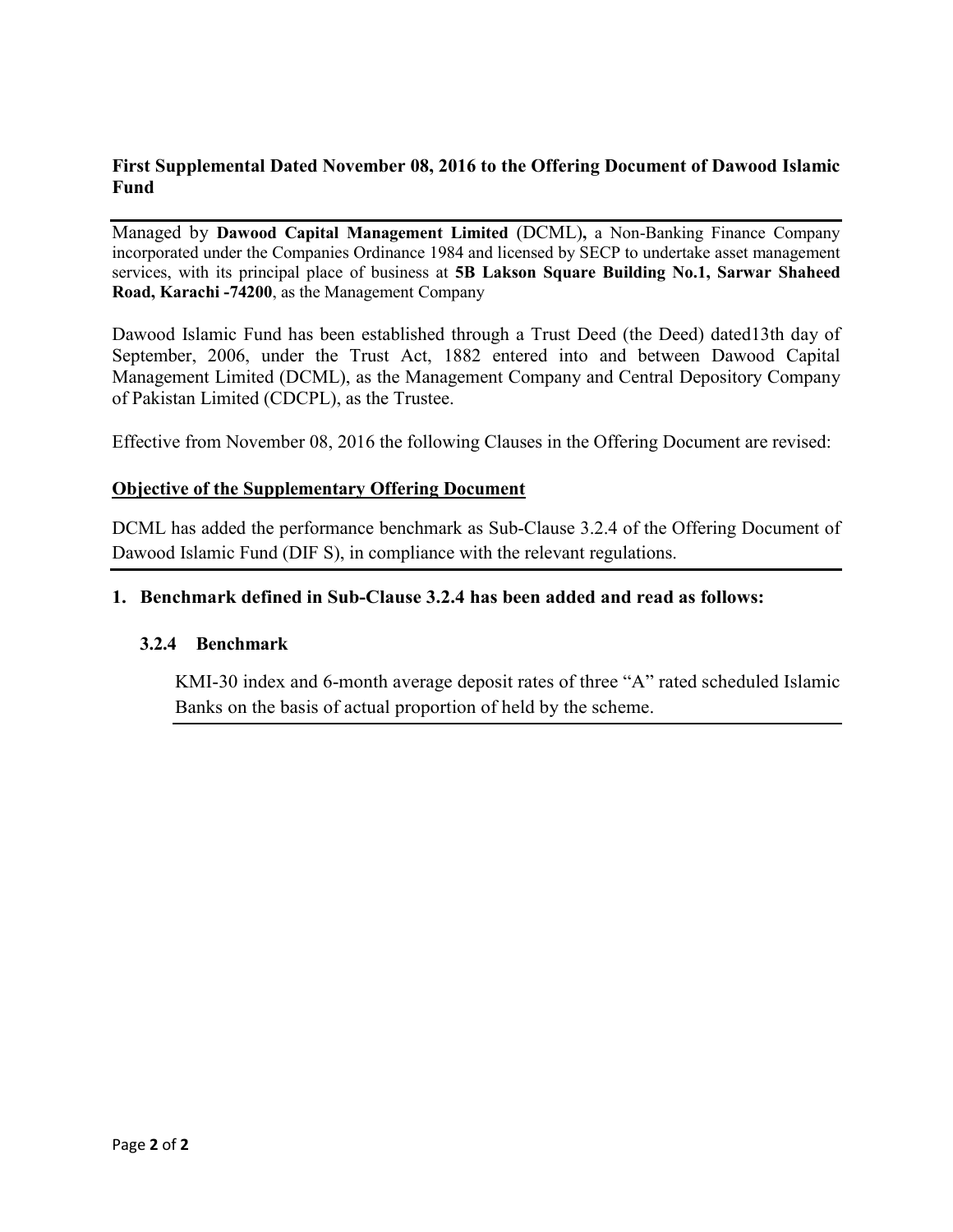**First Supplemental Dated November 08, 2016 to the Offering Document of Dawood Islamic Fund**

---

Managed by **Dawood Capital Management Limited** (DCML)**,** a Non-Banking Finance Company incorporated under the Companies Ordinance 1984 and licensed by SECP to undertake asset management services, with its principal place of business at **5B Lakson Square Building No.1, Sarwar Shaheed Road, Karachi -74200**, as the Management Company

Dawood Islamic Fund has been established through a Trust Deed (the Deed) dated13th day of September, 2006, under the Trust Act, 1882 entered into and between Dawood Capital Management Limited (DCML), as the Management Company and Central Depository Company of Pakistan Limited (CDCPL), as the Trustee.

Effective from November 08, 2016 the following Clauses in the Offering Document are revised:

**<u>Objective of the Supplementary Offering Document</u>**

DCML has added the performance benchmark as Sub-Clause 3.2.4 of the Offering Document of Dawood Islamic Fund (DIF S), in compliance with the relevant regulations.

---

**1. Benchmark defined in Sub-Clause 3.2.4 has been added and read as follows:**

**3.2.4 Benchmark**

KMI-30 index and 6-month average deposit rates of three "A" rated scheduled Islamic Banks on the basis of actual proportion of held by the scheme.

---